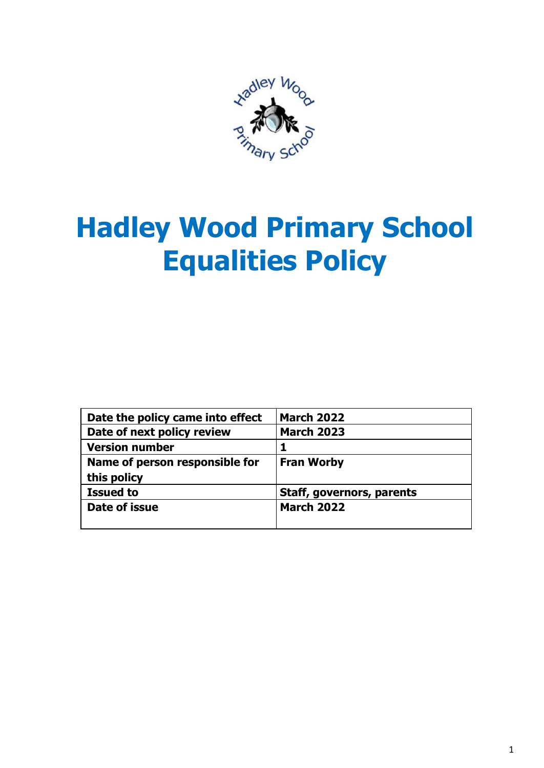# Hadley Wood Primary School Equalities Policy

| Date the policy came into effect | March 2022 |
|---|---|
| Date of next policy review | March 2023 |
| Version number | 1 |
| Name of person responsible for this policy | Fran Worby |
| Issued to | Staff, governors, parents |
| Date of issue | March 2022 |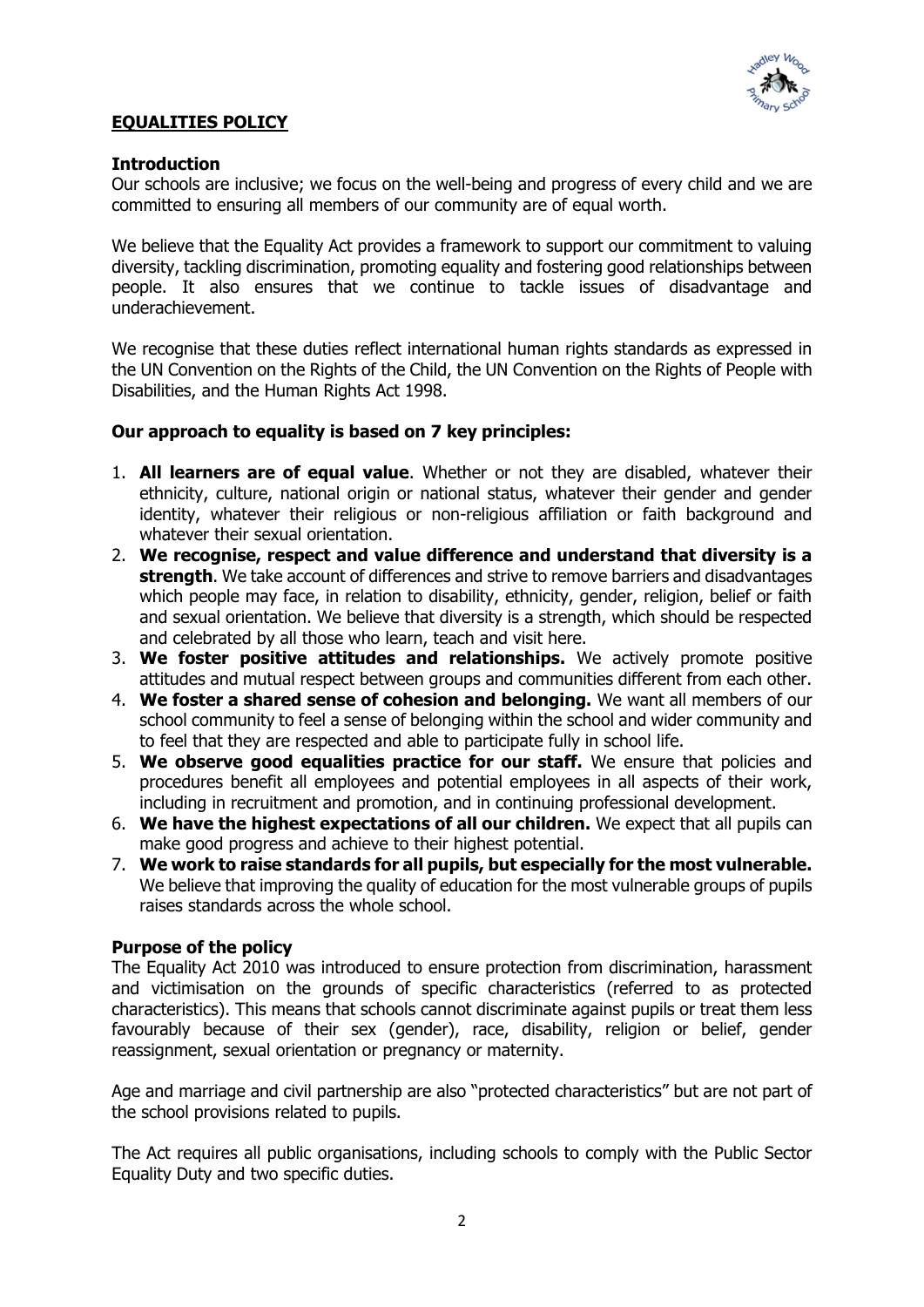## EQUALITIES POLICY

### Introduction

Our schools are inclusive; we focus on the well-being and progress of every child and we are committed to ensuring all members of our community are of equal worth.

We believe that the Equality Act provides a framework to support our commitment to valuing diversity, tackling discrimination, promoting equality and fostering good relationships between people. It also ensures that we continue to tackle issues of disadvantage and underachievement.

We recognise that these duties reflect international human rights standards as expressed in the UN Convention on the Rights of the Child, the UN Convention on the Rights of People with Disabilities, and the Human Rights Act 1998.

### Our approach to equality is based on 7 key principles:

1. **All learners are of equal value**. Whether or not they are disabled, whatever their ethnicity, culture, national origin or national status, whatever their gender and gender identity, whatever their religious or non-religious affiliation or faith background and whatever their sexual orientation.
2. **We recognise, respect and value difference and understand that diversity is a strength**. We take account of differences and strive to remove barriers and disadvantages which people may face, in relation to disability, ethnicity, gender, religion, belief or faith and sexual orientation. We believe that diversity is a strength, which should be respected and celebrated by all those who learn, teach and visit here.
3. **We foster positive attitudes and relationships.** We actively promote positive attitudes and mutual respect between groups and communities different from each other.
4. **We foster a shared sense of cohesion and belonging.** We want all members of our school community to feel a sense of belonging within the school and wider community and to feel that they are respected and able to participate fully in school life.
5. **We observe good equalities practice for our staff.** We ensure that policies and procedures benefit all employees and potential employees in all aspects of their work, including in recruitment and promotion, and in continuing professional development.
6. **We have the highest expectations of all our children.** We expect that all pupils can make good progress and achieve to their highest potential.
7. **We work to raise standards for all pupils, but especially for the most vulnerable.** We believe that improving the quality of education for the most vulnerable groups of pupils raises standards across the whole school.

### Purpose of the policy

The Equality Act 2010 was introduced to ensure protection from discrimination, harassment and victimisation on the grounds of specific characteristics (referred to as protected characteristics). This means that schools cannot discriminate against pupils or treat them less favourably because of their sex (gender), race, disability, religion or belief, gender reassignment, sexual orientation or pregnancy or maternity.

Age and marriage and civil partnership are also "protected characteristics" but are not part of the school provisions related to pupils.

The Act requires all public organisations, including schools to comply with the Public Sector Equality Duty and two specific duties.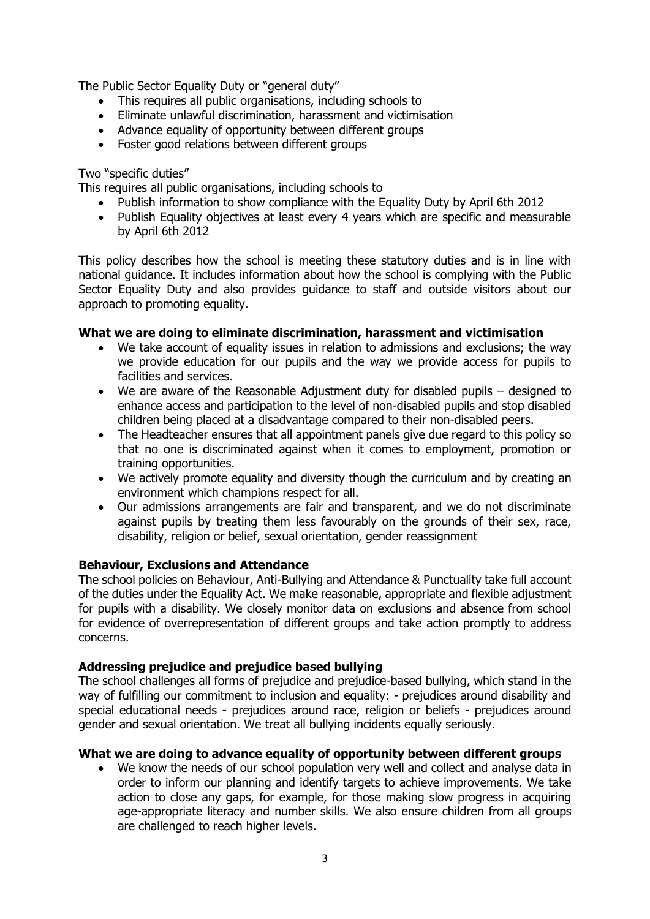The Public Sector Equality Duty or "general duty"

- This requires all public organisations, including schools to
- Eliminate unlawful discrimination, harassment and victimisation
- Advance equality of opportunity between different groups
- Foster good relations between different groups

Two "specific duties"

This requires all public organisations, including schools to

- Publish information to show compliance with the Equality Duty by April 6th 2012
- Publish Equality objectives at least every 4 years which are specific and measurable by April 6th 2012

This policy describes how the school is meeting these statutory duties and is in line with national guidance. It includes information about how the school is complying with the Public Sector Equality Duty and also provides guidance to staff and outside visitors about our approach to promoting equality.

**What we are doing to eliminate discrimination, harassment and victimisation**

- We take account of equality issues in relation to admissions and exclusions; the way we provide education for our pupils and the way we provide access for pupils to facilities and services.
- We are aware of the Reasonable Adjustment duty for disabled pupils – designed to enhance access and participation to the level of non-disabled pupils and stop disabled children being placed at a disadvantage compared to their non-disabled peers.
- The Headteacher ensures that all appointment panels give due regard to this policy so that no one is discriminated against when it comes to employment, promotion or training opportunities.
- We actively promote equality and diversity though the curriculum and by creating an environment which champions respect for all.
- Our admissions arrangements are fair and transparent, and we do not discriminate against pupils by treating them less favourably on the grounds of their sex, race, disability, religion or belief, sexual orientation, gender reassignment

**Behaviour, Exclusions and Attendance**

The school policies on Behaviour, Anti-Bullying and Attendance & Punctuality take full account of the duties under the Equality Act. We make reasonable, appropriate and flexible adjustment for pupils with a disability. We closely monitor data on exclusions and absence from school for evidence of overrepresentation of different groups and take action promptly to address concerns.

**Addressing prejudice and prejudice based bullying**

The school challenges all forms of prejudice and prejudice-based bullying, which stand in the way of fulfilling our commitment to inclusion and equality: - prejudices around disability and special educational needs - prejudices around race, religion or beliefs - prejudices around gender and sexual orientation. We treat all bullying incidents equally seriously.

**What we are doing to advance equality of opportunity between different groups**

- We know the needs of our school population very well and collect and analyse data in order to inform our planning and identify targets to achieve improvements. We take action to close any gaps, for example, for those making slow progress in acquiring age-appropriate literacy and number skills. We also ensure children from all groups are challenged to reach higher levels.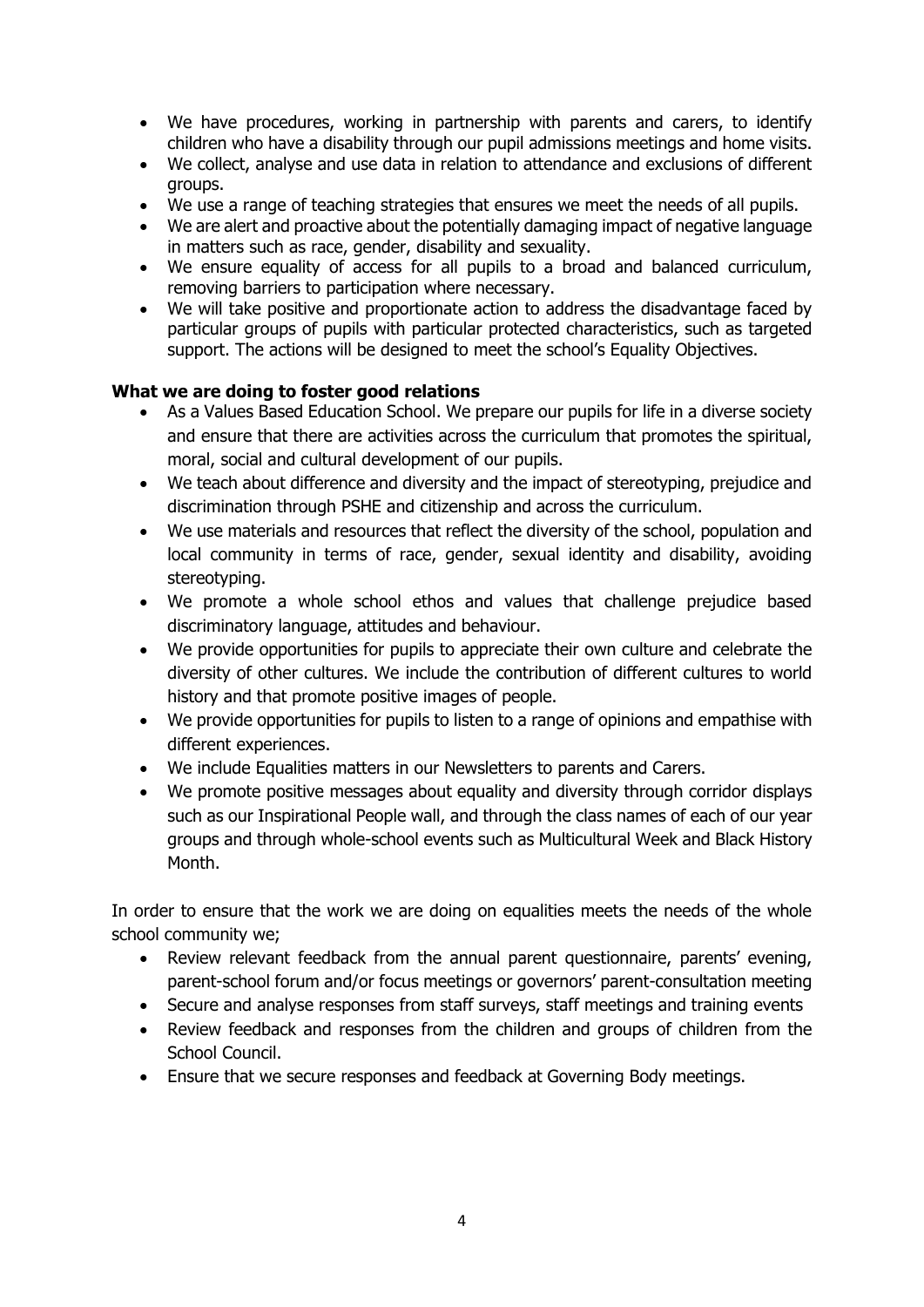- We have procedures, working in partnership with parents and carers, to identify children who have a disability through our pupil admissions meetings and home visits.
- We collect, analyse and use data in relation to attendance and exclusions of different groups.
- We use a range of teaching strategies that ensures we meet the needs of all pupils.
- We are alert and proactive about the potentially damaging impact of negative language in matters such as race, gender, disability and sexuality.
- We ensure equality of access for all pupils to a broad and balanced curriculum, removing barriers to participation where necessary.
- We will take positive and proportionate action to address the disadvantage faced by particular groups of pupils with particular protected characteristics, such as targeted support. The actions will be designed to meet the school's Equality Objectives.

**What we are doing to foster good relations**

- As a Values Based Education School. We prepare our pupils for life in a diverse society and ensure that there are activities across the curriculum that promotes the spiritual, moral, social and cultural development of our pupils.
- We teach about difference and diversity and the impact of stereotyping, prejudice and discrimination through PSHE and citizenship and across the curriculum.
- We use materials and resources that reflect the diversity of the school, population and local community in terms of race, gender, sexual identity and disability, avoiding stereotyping.
- We promote a whole school ethos and values that challenge prejudice based discriminatory language, attitudes and behaviour.
- We provide opportunities for pupils to appreciate their own culture and celebrate the diversity of other cultures. We include the contribution of different cultures to world history and that promote positive images of people.
- We provide opportunities for pupils to listen to a range of opinions and empathise with different experiences.
- We include Equalities matters in our Newsletters to parents and Carers.
- We promote positive messages about equality and diversity through corridor displays such as our Inspirational People wall, and through the class names of each of our year groups and through whole-school events such as Multicultural Week and Black History Month.

In order to ensure that the work we are doing on equalities meets the needs of the whole school community we;

- Review relevant feedback from the annual parent questionnaire, parents' evening, parent-school forum and/or focus meetings or governors' parent-consultation meeting
- Secure and analyse responses from staff surveys, staff meetings and training events
- Review feedback and responses from the children and groups of children from the School Council.
- Ensure that we secure responses and feedback at Governing Body meetings.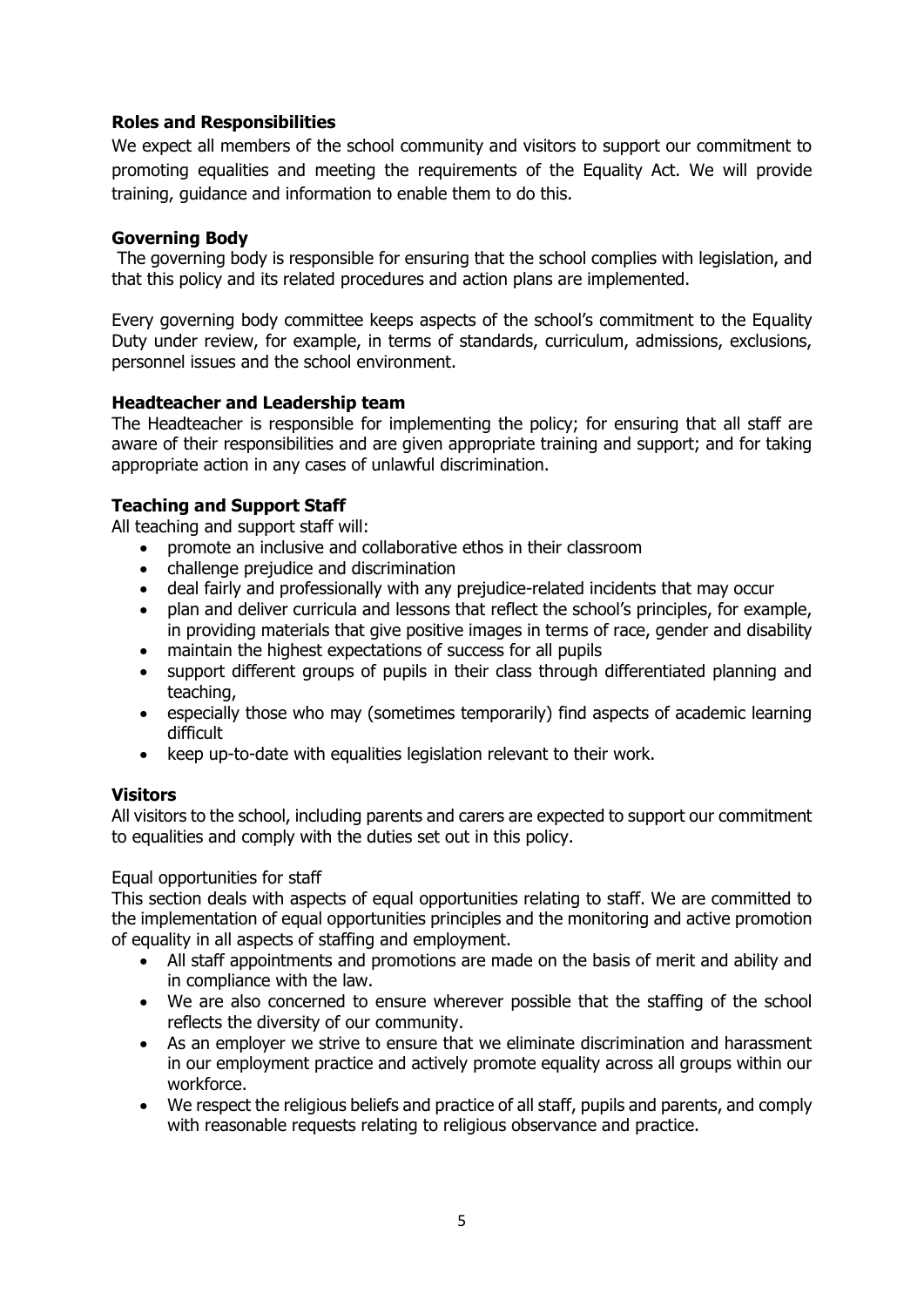### Roles and Responsibilities

We expect all members of the school community and visitors to support our commitment to promoting equalities and meeting the requirements of the Equality Act. We will provide training, guidance and information to enable them to do this.

### Governing Body

The governing body is responsible for ensuring that the school complies with legislation, and that this policy and its related procedures and action plans are implemented.

Every governing body committee keeps aspects of the school's commitment to the Equality Duty under review, for example, in terms of standards, curriculum, admissions, exclusions, personnel issues and the school environment.

### Headteacher and Leadership team

The Headteacher is responsible for implementing the policy; for ensuring that all staff are aware of their responsibilities and are given appropriate training and support; and for taking appropriate action in any cases of unlawful discrimination.

### Teaching and Support Staff

All teaching and support staff will:

- promote an inclusive and collaborative ethos in their classroom
- challenge prejudice and discrimination
- deal fairly and professionally with any prejudice-related incidents that may occur
- plan and deliver curricula and lessons that reflect the school's principles, for example, in providing materials that give positive images in terms of race, gender and disability
- maintain the highest expectations of success for all pupils
- support different groups of pupils in their class through differentiated planning and teaching,
- especially those who may (sometimes temporarily) find aspects of academic learning difficult
- keep up-to-date with equalities legislation relevant to their work.

### Visitors

All visitors to the school, including parents and carers are expected to support our commitment to equalities and comply with the duties set out in this policy.

Equal opportunities for staff

This section deals with aspects of equal opportunities relating to staff. We are committed to the implementation of equal opportunities principles and the monitoring and active promotion of equality in all aspects of staffing and employment.

- All staff appointments and promotions are made on the basis of merit and ability and in compliance with the law.
- We are also concerned to ensure wherever possible that the staffing of the school reflects the diversity of our community.
- As an employer we strive to ensure that we eliminate discrimination and harassment in our employment practice and actively promote equality across all groups within our workforce.
- We respect the religious beliefs and practice of all staff, pupils and parents, and comply with reasonable requests relating to religious observance and practice.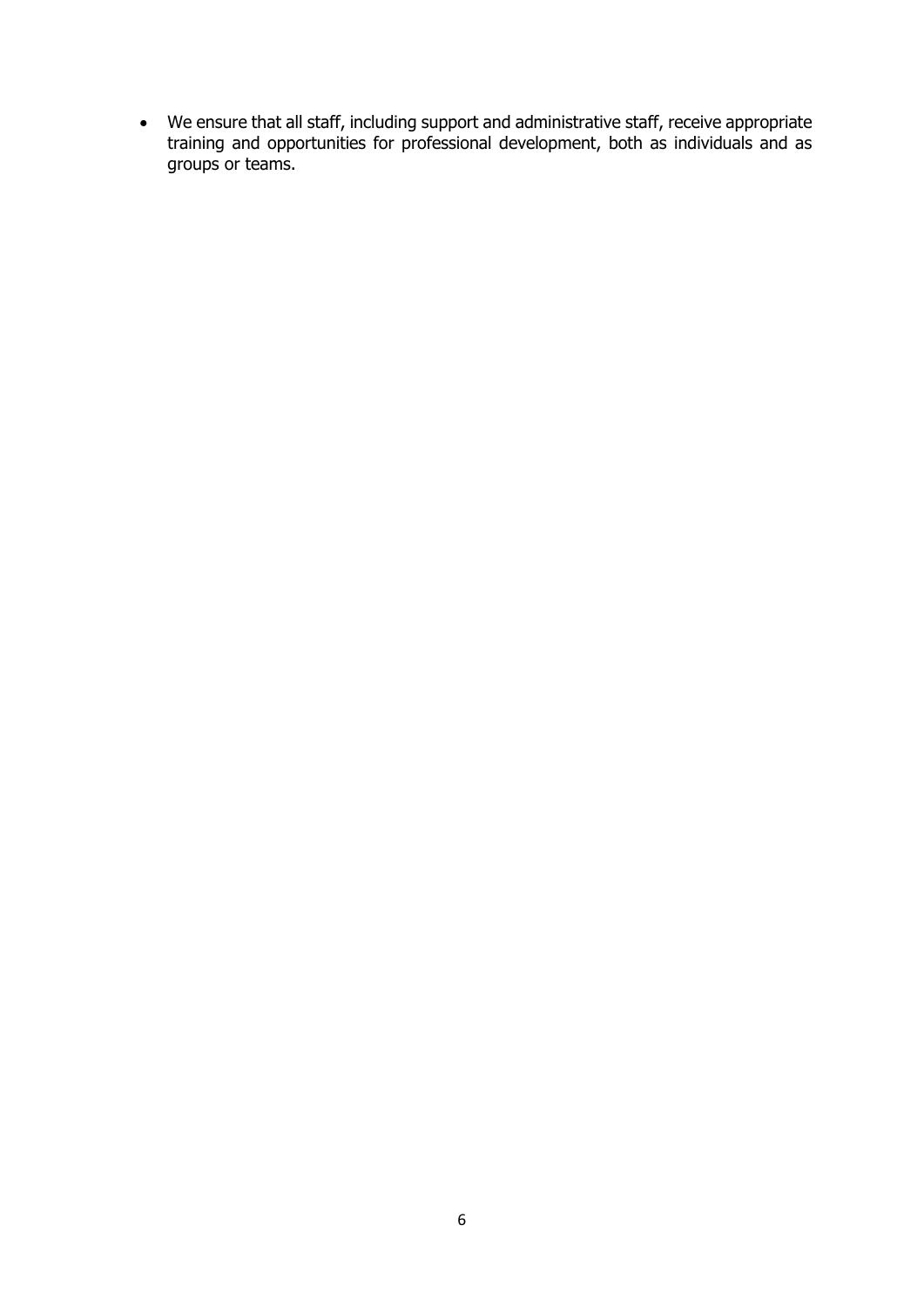- We ensure that all staff, including support and administrative staff, receive appropriate training and opportunities for professional development, both as individuals and as groups or teams.